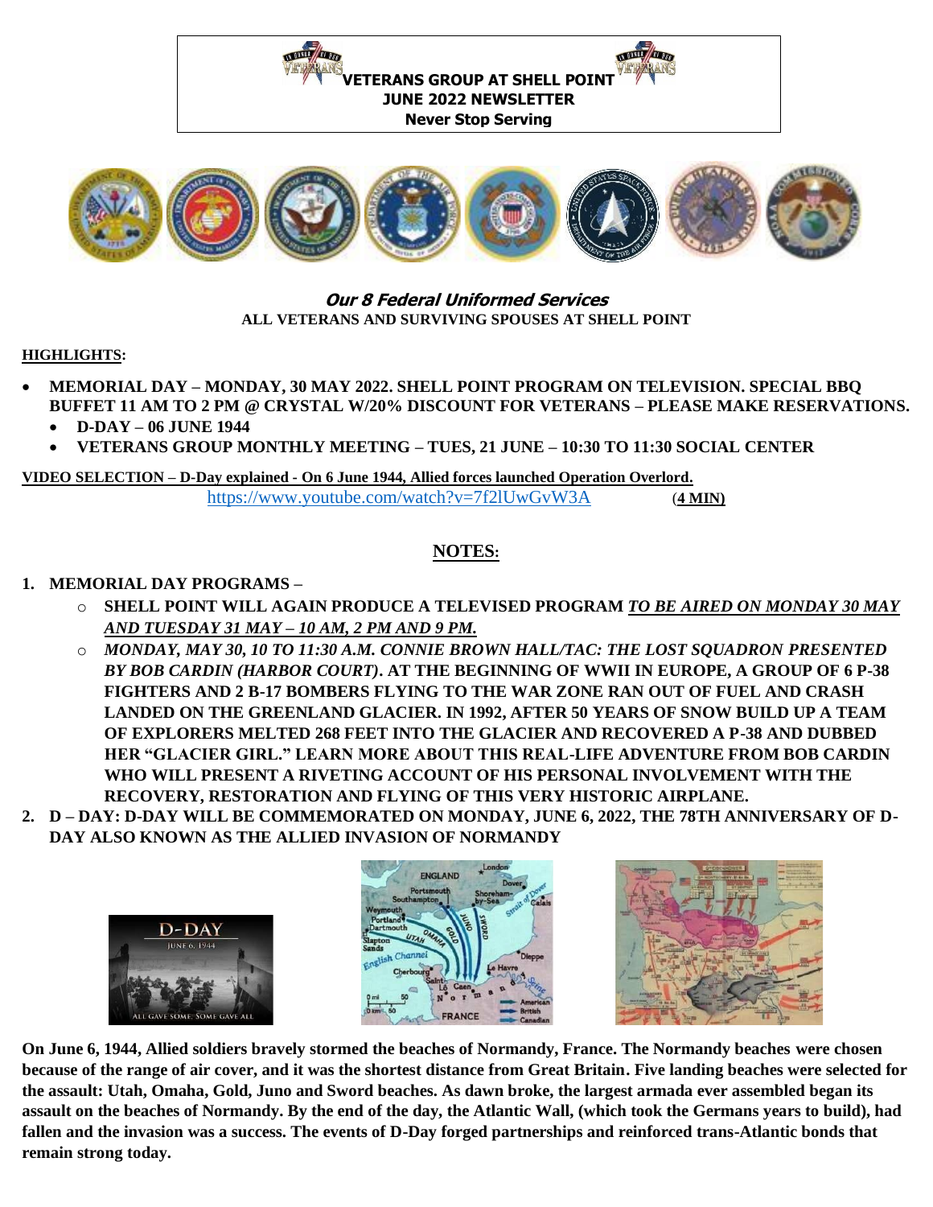**VETERANS GROUP AT SHELL POINT**
**JUNE 2022 NEWSLETTER**
**Never Stop Serving**

***Our 8 Federal Uniformed Services***

**ALL VETERANS AND SURVIVING SPOUSES AT SHELL POINT**

**HIGHLIGHTS:**

- **MEMORIAL DAY – MONDAY, 30 MAY 2022. SHELL POINT PROGRAM ON TELEVISION. SPECIAL BBQ BUFFET 11 AM TO 2 PM @ CRYSTAL W/20% DISCOUNT FOR VETERANS – PLEASE MAKE RESERVATIONS.**
  - **D-DAY – 06 JUNE 1944**
  - **VETERANS GROUP MONTHLY MEETING – TUES, 21 JUNE – 10:30 TO 11:30 SOCIAL CENTER**

**VIDEO SELECTION – D-Day explained - On 6 June 1944, Allied forces launched Operation Overlord.**

https://www.youtube.com/watch?v=7f2lUwGvW3A (**4 MIN**)

## NOTES:

1. **MEMORIAL DAY PROGRAMS –**
   - **SHELL POINT WILL AGAIN PRODUCE A TELEVISED PROGRAM *TO BE AIRED ON MONDAY 30 MAY AND TUESDAY 31 MAY – 10 AM, 2 PM AND 9 PM.***
   - ***MONDAY, MAY 30, 10 TO 11:30 A.M. CONNIE BROWN HALL/TAC: THE LOST SQUADRON PRESENTED BY BOB CARDIN (HARBOR COURT)*. AT THE BEGINNING OF WWII IN EUROPE, A GROUP OF 6 P-38 FIGHTERS AND 2 B-17 BOMBERS FLYING TO THE WAR ZONE RAN OUT OF FUEL AND CRASH LANDED ON THE GREENLAND GLACIER. IN 1992, AFTER 50 YEARS OF SNOW BUILD UP A TEAM OF EXPLORERS MELTED 268 FEET INTO THE GLACIER AND RECOVERED A P-38 AND DUBBED HER "GLACIER GIRL." LEARN MORE ABOUT THIS REAL-LIFE ADVENTURE FROM BOB CARDIN WHO WILL PRESENT A RIVETING ACCOUNT OF HIS PERSONAL INVOLVEMENT WITH THE RECOVERY, RESTORATION AND FLYING OF THIS VERY HISTORIC AIRPLANE.**
2. **D – DAY: D-DAY WILL BE COMMEMORATED ON MONDAY, JUNE 6, 2022, THE 78TH ANNIVERSARY OF D-DAY ALSO KNOWN AS THE ALLIED INVASION OF NORMANDY**

**On June 6, 1944, Allied soldiers bravely stormed the beaches of Normandy, France. The Normandy beaches were chosen because of the range of air cover, and it was the shortest distance from Great Britain. Five landing beaches were selected for the assault: Utah, Omaha, Gold, Juno and Sword beaches. As dawn broke, the largest armada ever assembled began its assault on the beaches of Normandy. By the end of the day, the Atlantic Wall, (which took the Germans years to build), had fallen and the invasion was a success. The events of D-Day forged partnerships and reinforced trans-Atlantic bonds that remain strong today.**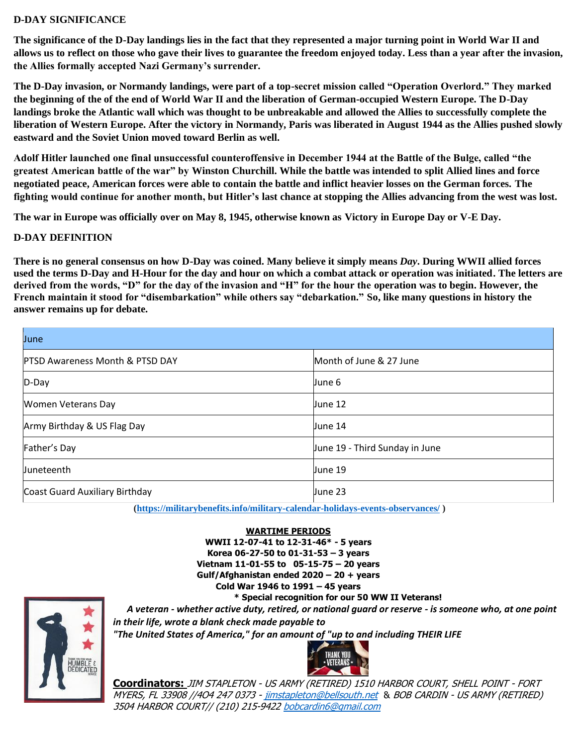**D-DAY SIGNIFICANCE**

**The significance of the D-Day landings lies in the fact that they represented a major turning point in World War II and allows us to reflect on those who gave their lives to guarantee the freedom enjoyed today. Less than a year after the invasion, the Allies formally accepted Nazi Germany's surrender.**

**The D-Day invasion, or Normandy landings, were part of a top-secret mission called "Operation Overlord." They marked the beginning of the of the end of World War II and the liberation of German-occupied Western Europe. The D-Day landings broke the Atlantic wall which was thought to be unbreakable and allowed the Allies to successfully complete the liberation of Western Europe. After the victory in Normandy, Paris was liberated in August 1944 as the Allies pushed slowly eastward and the Soviet Union moved toward Berlin as well.**

**Adolf Hitler launched one final unsuccessful counteroffensive in December 1944 at the Battle of the Bulge, called "the greatest American battle of the war" by Winston Churchill. While the battle was intended to split Allied lines and force negotiated peace, American forces were able to contain the battle and inflict heavier losses on the German forces. The fighting would continue for another month, but Hitler's last chance at stopping the Allies advancing from the west was lost.**

**The war in Europe was officially over on May 8, 1945, otherwise known as Victory in Europe Day or V-E Day.**

**D-DAY DEFINITION**

**There is no general consensus on how D-Day was coined. Many believe it simply means *Day*. During WWII allied forces used the terms D-Day and H-Hour for the day and hour on which a combat attack or operation was initiated. The letters are derived from the words, "D" for the day of the invasion and "H" for the hour the operation was to begin. However, the French maintain it stood for "disembarkation" while others say "debarkation." So, like many questions in history the answer remains up for debate.**

| June | |
|---|---|
| PTSD Awareness Month & PTSD DAY | Month of June & 27 June |
| D-Day | June 6 |
| Women Veterans Day | June 12 |
| Army Birthday & US Flag Day | June 14 |
| Father's Day | June 19 - Third Sunday in June |
| Juneteenth | June 19 |
| Coast Guard Auxiliary Birthday | June 23 |

**(https://militarybenefits.info/military-calendar-holidays-events-observances/ )**

**WARTIME PERIODS**

**WWII 12-07-41 to 12-31-46* - 5 years**
**Korea 06-27-50 to 01-31-53 – 3 years**
**Vietnam 11-01-55 to 05-15-75 – 20 years**
**Gulf/Afghanistan ended 2020 – 20 + years**
**Cold War 1946 to 1991 – 45 years**
*** Special recognition for our 50 WW II Veterans!**

***A veteran - whether active duty, retired, or national guard or reserve - is someone who, at one point in their life, wrote a blank check made payable to "The United States of America," for an amount of "up to and including THEIR LIFE***

**Coordinators:** *JIM STAPLETON - US ARMY (RETIRED) 1510 HARBOR COURT, SHELL POINT - FORT MYERS, FL 33908 //4O4 247 0373 - jimstapleton@bellsouth.net* & *BOB CARDIN - US ARMY (RETIRED) 3504 HARBOR COURT// (210) 215-9422 bobcardin6@gmail.com*